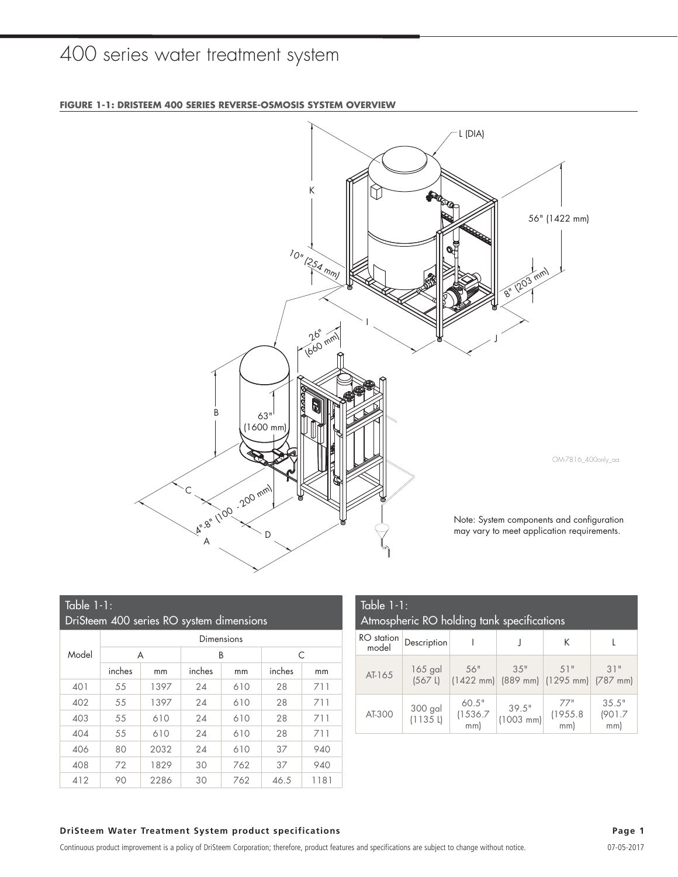# 400 series water treatment system

**FIGURE 1-1: DRISTEEM 400 SERIES REVERSE-OSMOSIS SYSTEM OVERVIEW**

Note: System components and configuration may vary to meet application requirements.

| Table 1-1: DriSteem 400 series RO system dimensions | | | | | | |
|---|---|---|---|---|---|---|
| Model | Dimensions | | | | | |
| | A | | B | | C | |
| | inches | mm | inches | mm | inches | mm |
| 401 | 55 | 1397 | 24 | 610 | 28 | 711 |
| 402 | 55 | 1397 | 24 | 610 | 28 | 711 |
| 403 | 55 | 610 | 24 | 610 | 28 | 711 |
| 404 | 55 | 610 | 24 | 610 | 28 | 711 |
| 406 | 80 | 2032 | 24 | 610 | 37 | 940 |
| 408 | 72 | 1829 | 30 | 762 | 37 | 940 |
| 412 | 90 | 2286 | 30 | 762 | 46.5 | 1181 |

| Table 1-1: Atmospheric RO holding tank specifications | | | | | |
|---|---|---|---|---|---|
| RO station model | Description | I | J | K | L |
| AT-165 | 165 gal (567 L) | 56" (1422 mm) | 35" (889 mm) | 51" (1295 mm) | 31" (787 mm) |
| AT-300 | 300 gal (1135 L) | 60.5" (1536.7 mm) | 39.5" (1003 mm) | 77" (1955.8 mm) | 35.5" (901.7 mm) |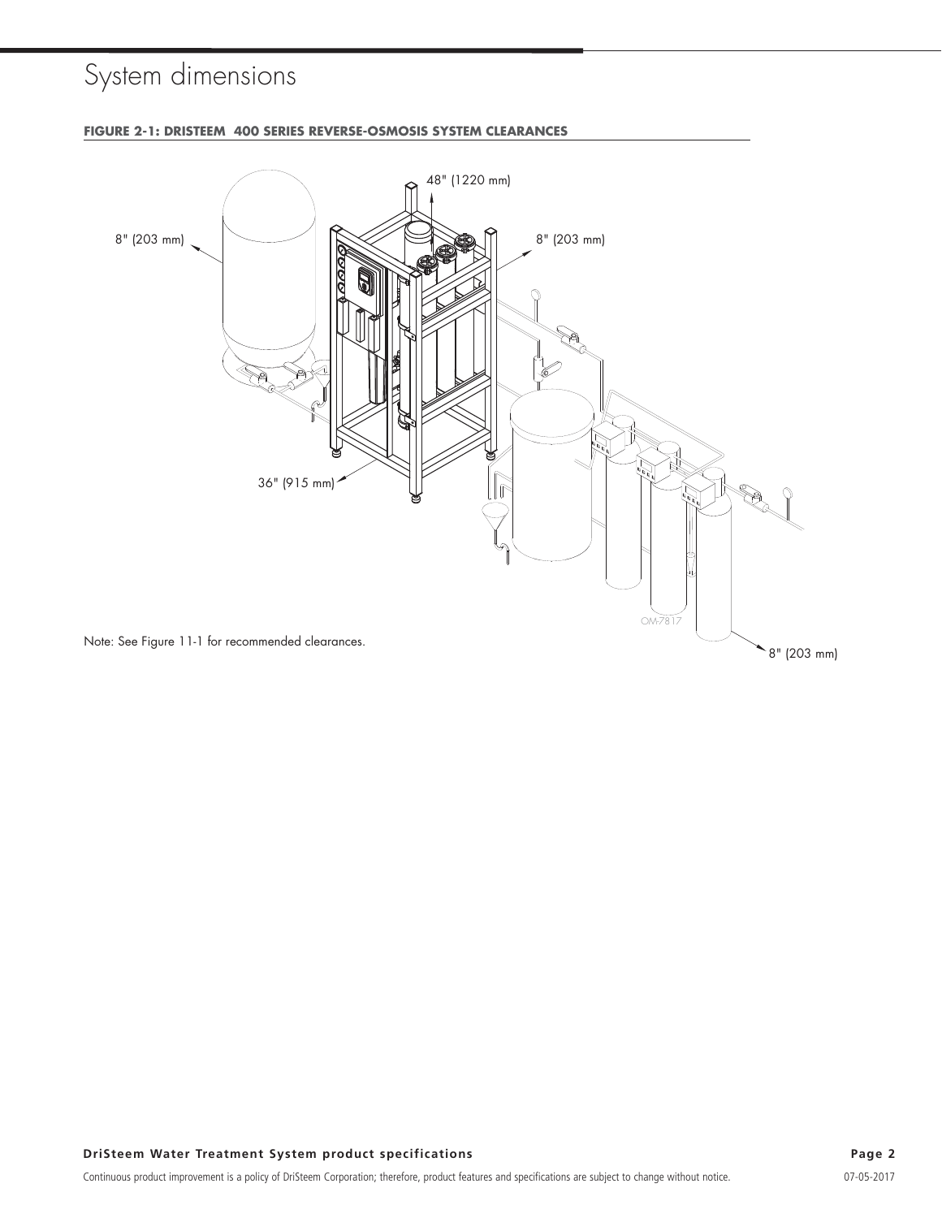# System dimensions

**FIGURE 2-1: DRISTEEM 400 SERIES REVERSE-OSMOSIS SYSTEM CLEARANCES**

48" (1220 mm)

8" (203 mm)

8" (203 mm)

36" (915 mm)

OM-7817

8" (203 mm)

Note: See Figure 11-1 for recommended clearances.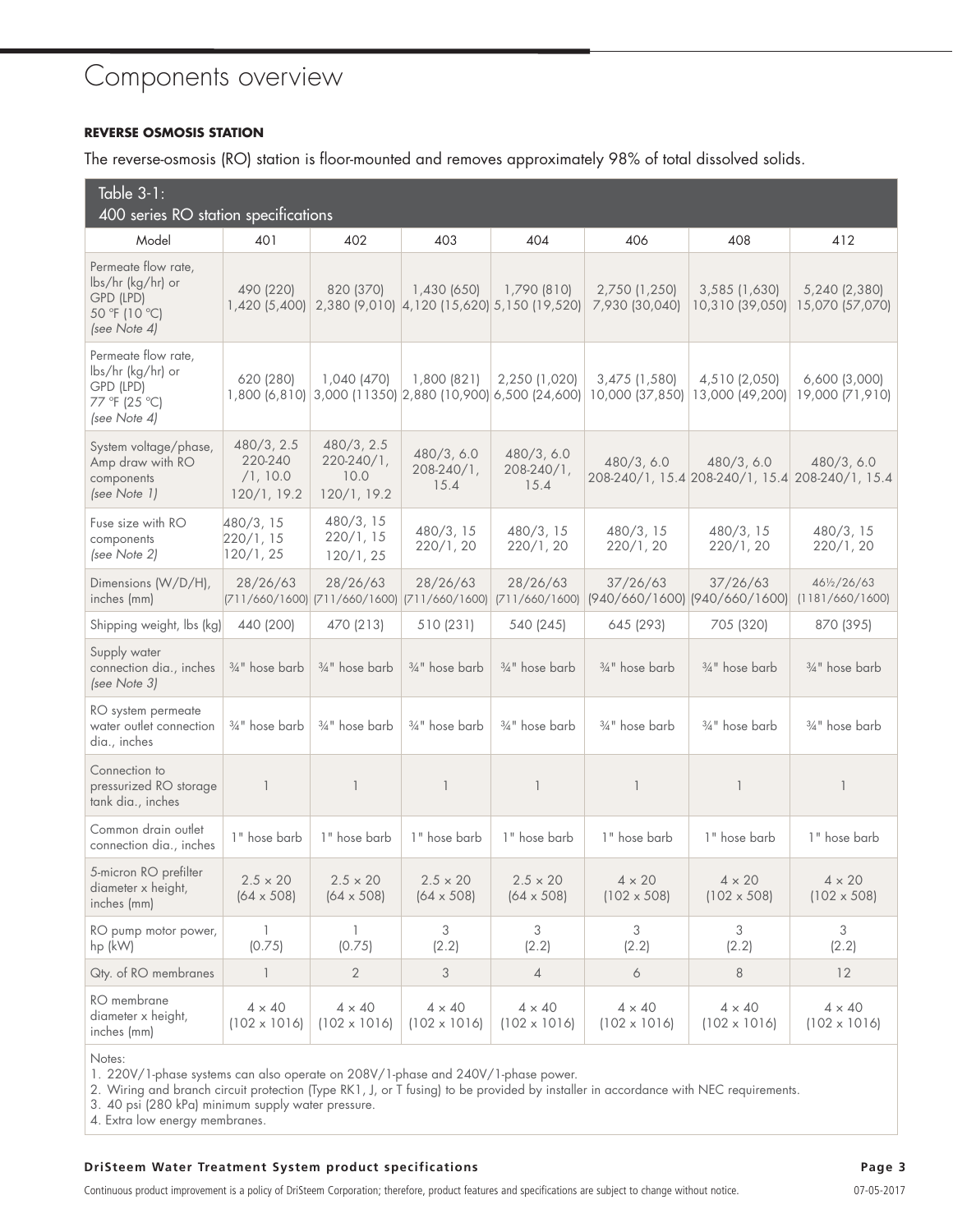# Components overview

**REVERSE OSMOSIS STATION**

The reverse-osmosis (RO) station is floor-mounted and removes approximately 98% of total dissolved solids.

Table 3-1:
400 series RO station specifications

| Model | 401 | 402 | 403 | 404 | 406 | 408 | 412 |
|---|---|---|---|---|---|---|---|
| Permeate flow rate, lbs/hr (kg/hr) or GPD (LPD) 50 °F (10 °C) *(see Note 4)* | 490 (220) 1,420 (5,400) | 820 (370) 2,380 (9,010) | 1,430 (650) 4,120 (15,620) | 1,790 (810) 5,150 (19,520) | 2,750 (1,250) 7,930 (30,040) | 3,585 (1,630) 10,310 (39,050) | 5,240 (2,380) 15,070 (57,070) |
| Permeate flow rate, lbs/hr (kg/hr) or GPD (LPD) 77 °F (25 °C) *(see Note 4)* | 620 (280) 1,800 (6,810) | 1,040 (470) 3,000 (11350) | 1,800 (821) 2,880 (10,900) | 2,250 (1,020) 6,500 (24,600) | 3,475 (1,580) 10,000 (37,850) | 4,510 (2,050) 13,000 (49,200) | 6,600 (3,000) 19,000 (71,910) |
| System voltage/phase, Amp draw with RO components *(see Note 1)* | 480/3, 2.5 220-240 /1, 10.0 120/1, 19.2 | 480/3, 2.5 220-240/1, 10.0 120/1, 19.2 | 480/3, 6.0 208-240/1, 15.4 | 480/3, 6.0 208-240/1, 15.4 | 480/3, 6.0 208-240/1, 15.4 | 480/3, 6.0 208-240/1, 15.4 | 480/3, 6.0 208-240/1, 15.4 |
| Fuse size with RO components *(see Note 2)* | 480/3, 15 220/1, 15 120/1, 25 | 480/3, 15 220/1, 15 120/1, 25 | 480/3, 15 220/1, 20 | 480/3, 15 220/1, 20 | 480/3, 15 220/1, 20 | 480/3, 15 220/1, 20 | 480/3, 15 220/1, 20 |
| Dimensions (W/D/H), inches (mm) | 28/26/63 (711/660/1600) | 28/26/63 (711/660/1600) | 28/26/63 (711/660/1600) | 28/26/63 (711/660/1600) | 37/26/63 (940/660/1600) | 37/26/63 (940/660/1600) | 46½/26/63 (1181/660/1600) |
| Shipping weight, lbs (kg) | 440 (200) | 470 (213) | 510 (231) | 540 (245) | 645 (293) | 705 (320) | 870 (395) |
| Supply water connection dia., inches *(see Note 3)* | ¾" hose barb | ¾" hose barb | ¾" hose barb | ¾" hose barb | ¾" hose barb | ¾" hose barb | ¾" hose barb |
| RO system permeate water outlet connection dia., inches | ¾" hose barb | ¾" hose barb | ¾" hose barb | ¾" hose barb | ¾" hose barb | ¾" hose barb | ¾" hose barb |
| Connection to pressurized RO storage tank dia., inches | 1 | 1 | 1 | 1 | 1 | 1 | 1 |
| Common drain outlet connection dia., inches | 1" hose barb | 1" hose barb | 1" hose barb | 1" hose barb | 1" hose barb | 1" hose barb | 1" hose barb |
| 5-micron RO prefilter diameter x height, inches (mm) | 2.5 × 20 (64 × 508) | 2.5 × 20 (64 × 508) | 2.5 × 20 (64 × 508) | 2.5 × 20 (64 × 508) | 4 × 20 (102 × 508) | 4 × 20 (102 × 508) | 4 × 20 (102 × 508) |
| RO pump motor power, hp (kW) | 1 (0.75) | 1 (0.75) | 3 (2.2) | 3 (2.2) | 3 (2.2) | 3 (2.2) | 3 (2.2) |
| Qty. of RO membranes | 1 | 2 | 3 | 4 | 6 | 8 | 12 |
| RO membrane diameter x height, inches (mm) | 4 × 40 (102 × 1016) | 4 × 40 (102 × 1016) | 4 × 40 (102 × 1016) | 4 × 40 (102 × 1016) | 4 × 40 (102 × 1016) | 4 × 40 (102 × 1016) | 4 × 40 (102 × 1016) |

Notes:
1. 220V/1-phase systems can also operate on 208V/1-phase and 240V/1-phase power.
2. Wiring and branch circuit protection (Type RK1, J, or T fusing) to be provided by installer in accordance with NEC requirements.
3. 40 psi (280 kPa) minimum supply water pressure.
4. Extra low energy membranes.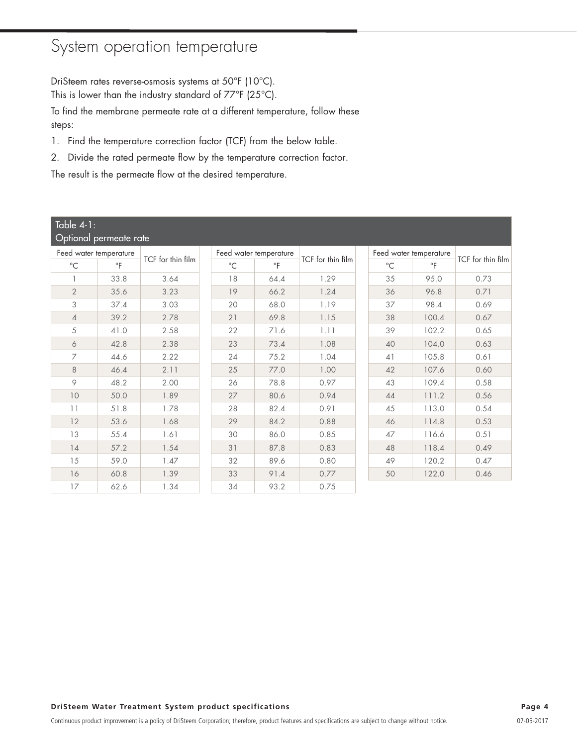# System operation temperature

DriSteem rates reverse-osmosis systems at 50°F (10°C).
This is lower than the industry standard of 77°F (25°C).

To find the membrane permeate rate at a different temperature, follow these steps:

1. Find the temperature correction factor (TCF) from the below table.
2. Divide the rated permeate flow by the temperature correction factor.

The result is the permeate flow at the desired temperature.

**Table 4-1: Optional permeate rate**

| Feed water temperature | | TCF for thin film | Feed water temperature | | TCF for thin film | Feed water temperature | | TCF for thin film |
|---|---|---|---|---|---|---|---|---|
| °C | °F | | °C | °F | | °C | °F | |
| 1 | 33.8 | 3.64 | 18 | 64.4 | 1.29 | 35 | 95.0 | 0.73 |
| 2 | 35.6 | 3.23 | 19 | 66.2 | 1.24 | 36 | 96.8 | 0.71 |
| 3 | 37.4 | 3.03 | 20 | 68.0 | 1.19 | 37 | 98.4 | 0.69 |
| 4 | 39.2 | 2.78 | 21 | 69.8 | 1.15 | 38 | 100.4 | 0.67 |
| 5 | 41.0 | 2.58 | 22 | 71.6 | 1.11 | 39 | 102.2 | 0.65 |
| 6 | 42.8 | 2.38 | 23 | 73.4 | 1.08 | 40 | 104.0 | 0.63 |
| 7 | 44.6 | 2.22 | 24 | 75.2 | 1.04 | 41 | 105.8 | 0.61 |
| 8 | 46.4 | 2.11 | 25 | 77.0 | 1.00 | 42 | 107.6 | 0.60 |
| 9 | 48.2 | 2.00 | 26 | 78.8 | 0.97 | 43 | 109.4 | 0.58 |
| 10 | 50.0 | 1.89 | 27 | 80.6 | 0.94 | 44 | 111.2 | 0.56 |
| 11 | 51.8 | 1.78 | 28 | 82.4 | 0.91 | 45 | 113.0 | 0.54 |
| 12 | 53.6 | 1.68 | 29 | 84.2 | 0.88 | 46 | 114.8 | 0.53 |
| 13 | 55.4 | 1.61 | 30 | 86.0 | 0.85 | 47 | 116.6 | 0.51 |
| 14 | 57.2 | 1.54 | 31 | 87.8 | 0.83 | 48 | 118.4 | 0.49 |
| 15 | 59.0 | 1.47 | 32 | 89.6 | 0.80 | 49 | 120.2 | 0.47 |
| 16 | 60.8 | 1.39 | 33 | 91.4 | 0.77 | 50 | 122.0 | 0.46 |
| 17 | 62.6 | 1.34 | 34 | 93.2 | 0.75 | | | |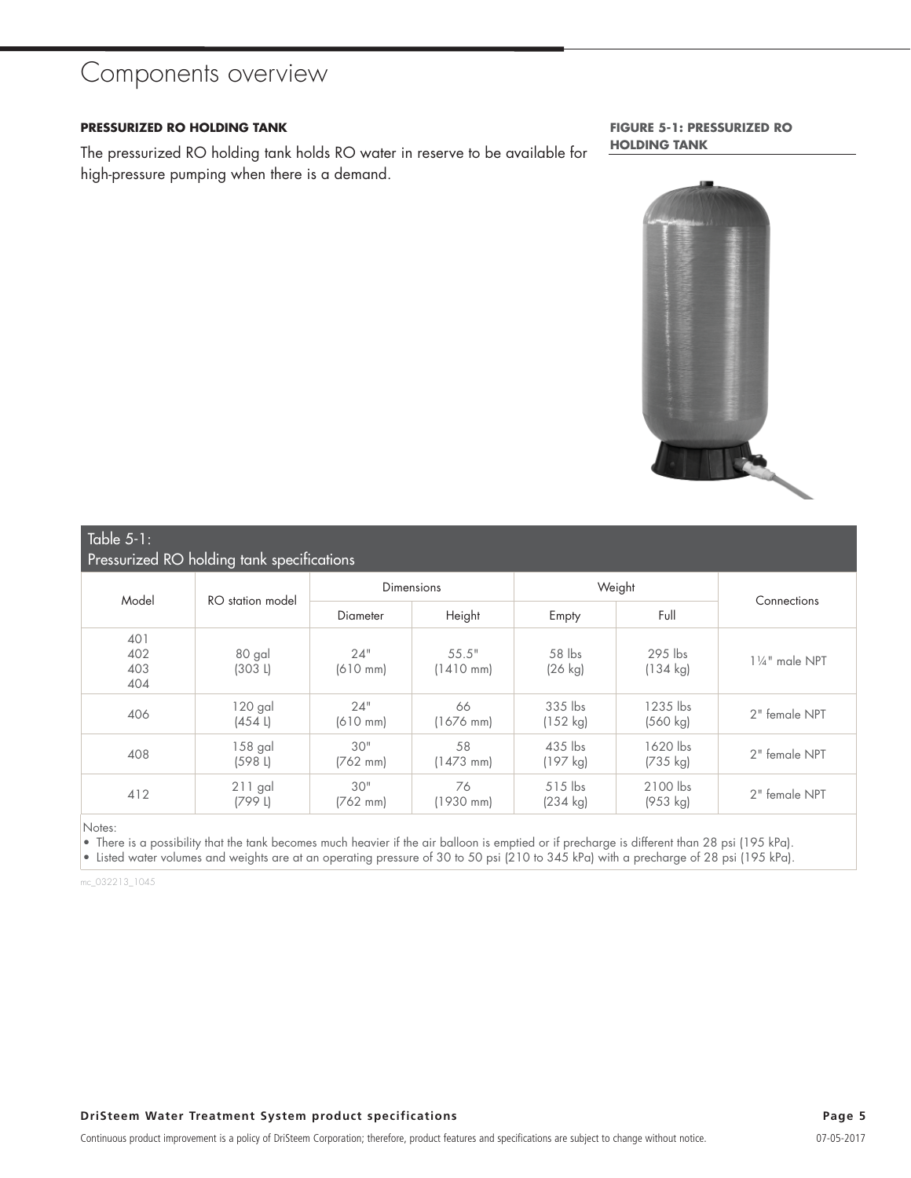# Components overview

**PRESSURIZED RO HOLDING TANK**

The pressurized RO holding tank holds RO water in reserve to be available for high-pressure pumping when there is a demand.

**FIGURE 5-1: PRESSURIZED RO HOLDING TANK**

**Table 5-1: Pressurized RO holding tank specifications**

| Model | RO station model | Dimensions | | Weight | | Connections |
|---|---|---|---|---|---|---|
| | | Diameter | Height | Empty | Full | |
| 401 402 403 404 | 80 gal (303 L) | 24" (610 mm) | 55.5" (1410 mm) | 58 lbs (26 kg) | 295 lbs (134 kg) | 1¼" male NPT |
| 406 | 120 gal (454 L) | 24" (610 mm) | 66 (1676 mm) | 335 lbs (152 kg) | 1235 lbs (560 kg) | 2" female NPT |
| 408 | 158 gal (598 L) | 30" (762 mm) | 58 (1473 mm) | 435 lbs (197 kg) | 1620 lbs (735 kg) | 2" female NPT |
| 412 | 211 gal (799 L) | 30" (762 mm) | 76 (1930 mm) | 515 lbs (234 kg) | 2100 lbs (953 kg) | 2" female NPT |

Notes:
- There is a possibility that the tank becomes much heavier if the air balloon is emptied or if precharge is different than 28 psi (195 kPa).
- Listed water volumes and weights are at an operating pressure of 30 to 50 psi (210 to 345 kPa) with a precharge of 28 psi (195 kPa).

mc_032213_1045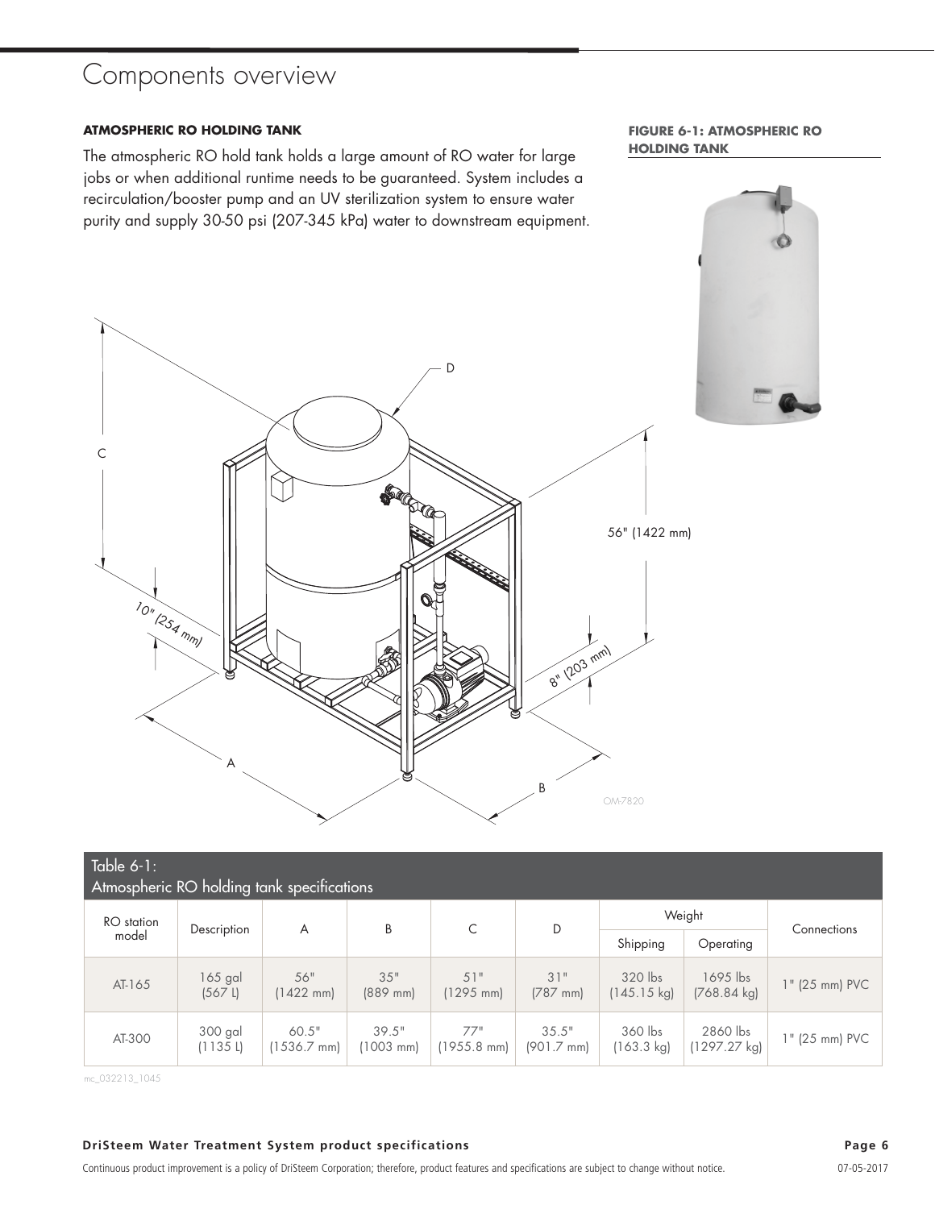# Components overview

**ATMOSPHERIC RO HOLDING TANK**

The atmospheric RO hold tank holds a large amount of RO water for large jobs or when additional runtime needs to be guaranteed. System includes a recirculation/booster pump and an UV sterilization system to ensure water purity and supply 30-50 psi (207-345 kPa) water to downstream equipment.

**FIGURE 6-1: ATMOSPHERIC RO HOLDING TANK**

Table 6-1:
Atmospheric RO holding tank specifications

| RO station model | Description | A | B | C | D | Weight | | Connections |
|---|---|---|---|---|---|---|---|---|
| | | | | | | Shipping | Operating | |
| AT-165 | 165 gal (567 L) | 56" (1422 mm) | 35" (889 mm) | 51" (1295 mm) | 31" (787 mm) | 320 lbs (145.15 kg) | 1695 lbs (768.84 kg) | 1" (25 mm) PVC |
| AT-300 | 300 gal (1135 L) | 60.5" (1536.7 mm) | 39.5" (1003 mm) | 77" (1955.8 mm) | 35.5" (901.7 mm) | 360 lbs (163.3 kg) | 2860 lbs (1297.27 kg) | 1" (25 mm) PVC |

mc_032213_1045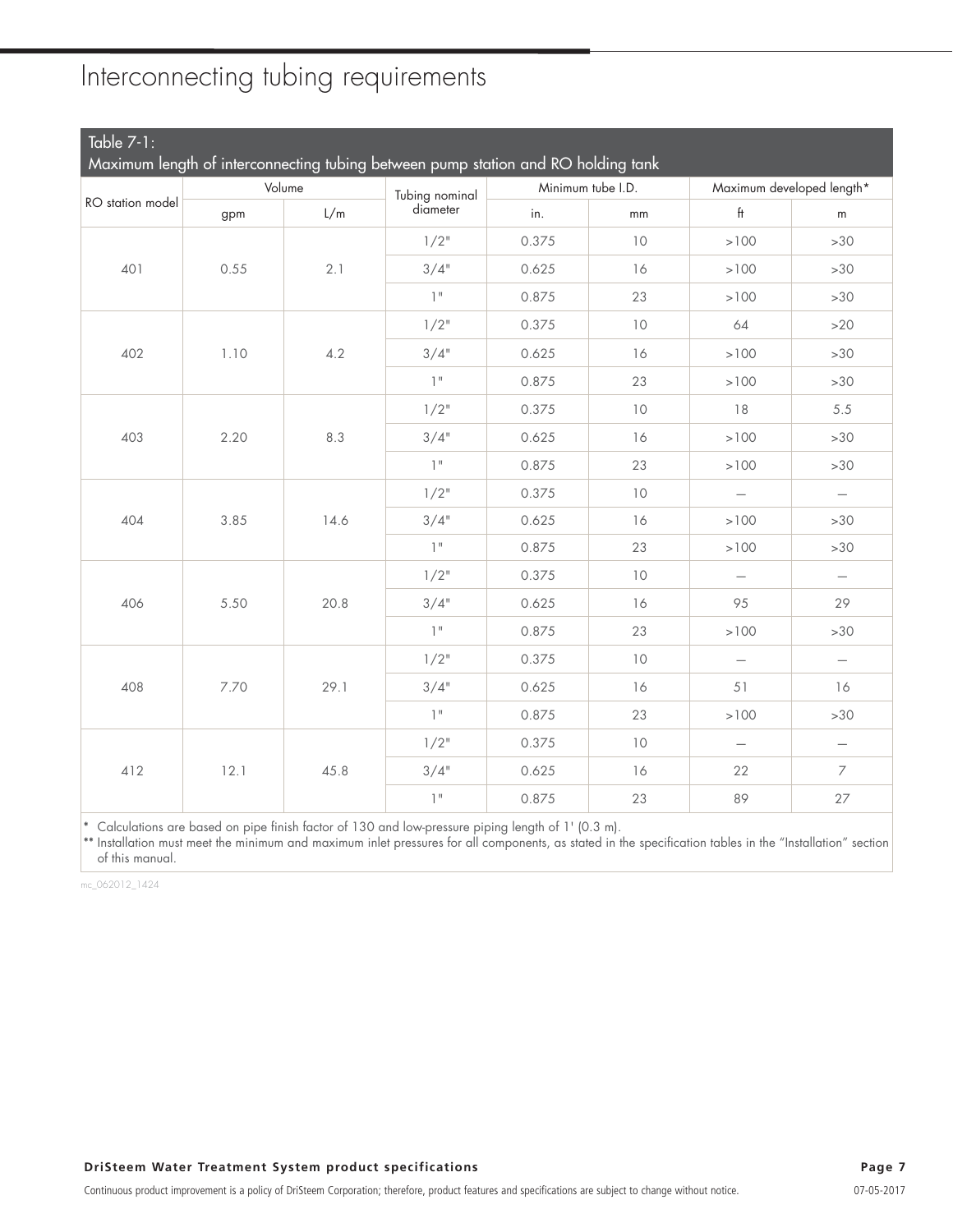# Interconnecting tubing requirements

Table 7-1:
Maximum length of interconnecting tubing between pump station and RO holding tank

| RO station model | Volume | | Tubing nominal diameter | Minimum tube I.D. | | Maximum developed length* | |
|---|---|---|---|---|---|---|---|
| | gpm | L/m | | in. | mm | ft | m |
| 401 | 0.55 | 2.1 | 1/2" | 0.375 | 10 | >100 | >30 |
| | | | 3/4" | 0.625 | 16 | >100 | >30 |
| | | | 1" | 0.875 | 23 | >100 | >30 |
| 402 | 1.10 | 4.2 | 1/2" | 0.375 | 10 | 64 | >20 |
| | | | 3/4" | 0.625 | 16 | >100 | >30 |
| | | | 1" | 0.875 | 23 | >100 | >30 |
| 403 | 2.20 | 8.3 | 1/2" | 0.375 | 10 | 18 | 5.5 |
| | | | 3/4" | 0.625 | 16 | >100 | >30 |
| | | | 1" | 0.875 | 23 | >100 | >30 |
| 404 | 3.85 | 14.6 | 1/2" | 0.375 | 10 | — | — |
| | | | 3/4" | 0.625 | 16 | >100 | >30 |
| | | | 1" | 0.875 | 23 | >100 | >30 |
| 406 | 5.50 | 20.8 | 1/2" | 0.375 | 10 | — | — |
| | | | 3/4" | 0.625 | 16 | 95 | 29 |
| | | | 1" | 0.875 | 23 | >100 | >30 |
| 408 | 7.70 | 29.1 | 1/2" | 0.375 | 10 | — | — |
| | | | 3/4" | 0.625 | 16 | 51 | 16 |
| | | | 1" | 0.875 | 23 | >100 | >30 |
| 412 | 12.1 | 45.8 | 1/2" | 0.375 | 10 | — | — |
| | | | 3/4" | 0.625 | 16 | 22 | 7 |
| | | | 1" | 0.875 | 23 | 89 | 27 |

\* Calculations are based on pipe finish factor of 130 and low-pressure piping length of 1' (0.3 m).

\*\* Installation must meet the minimum and maximum inlet pressures for all components, as stated in the specification tables in the "Installation" section of this manual.

mc_062012_1424